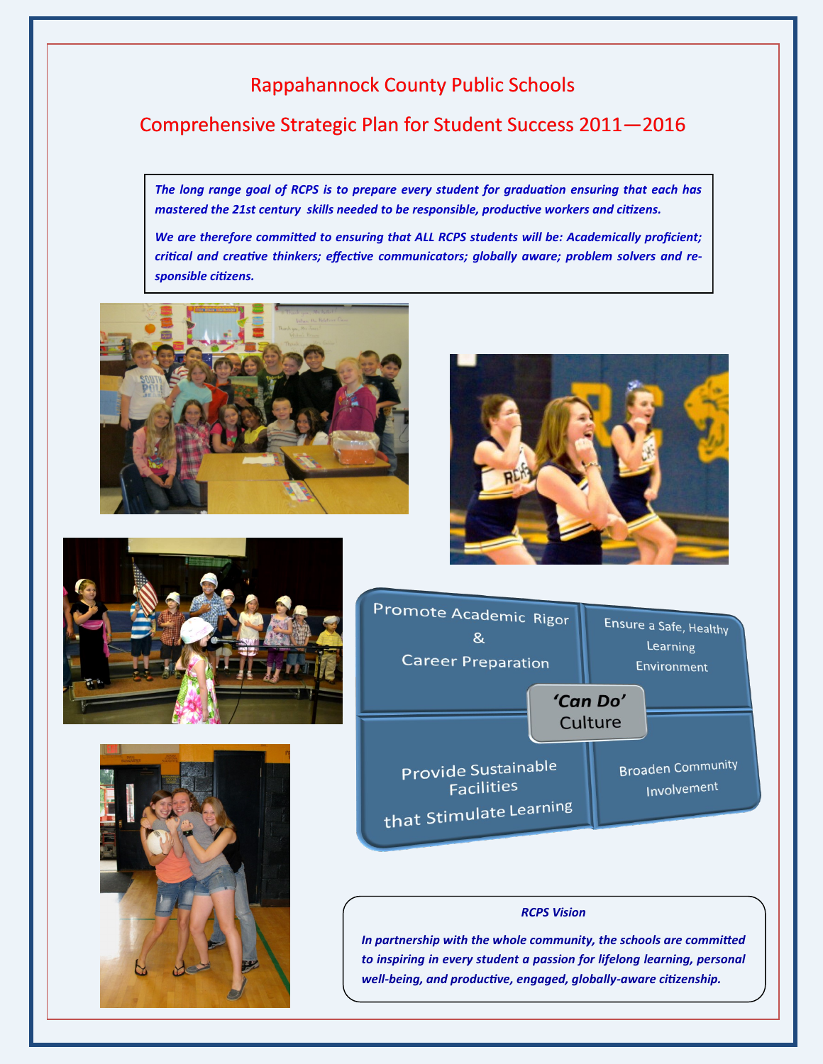# Rappahannock County Public Schools

## Comprehensive Strategic Plan for Student Success 2011—2016

*The long range goal of RCPS is to prepare every student for graduation ensuring that each has mastered the 21st century skills needed to be responsible, productive workers and citizens.*

*We are therefore committed to ensuring that ALL RCPS students will be: Academically proficient; critical and creative thinkers; effective communicators; globally aware; problem solvers and responsible citizens.*

- Promote Academic Rigor & Career Preparation
- Ensure a Safe, Healthy Learning Environment
- **'Can Do'** Culture
- Provide Sustainable Facilities that Stimulate Learning
- Broaden Community Involvement

***RCPS Vision***

*In partnership with the whole community, the schools are committed to inspiring in every student a passion for lifelong learning, personal well-being, and productive, engaged, globally-aware citizenship.*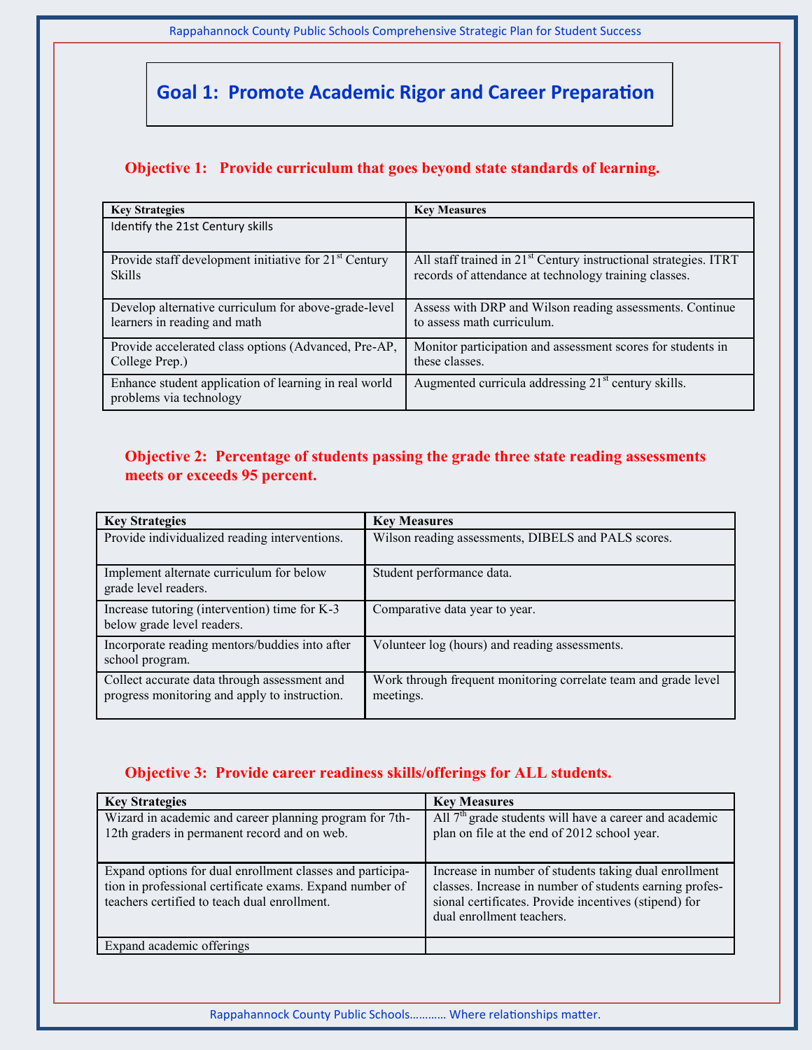# Goal 1: Promote Academic Rigor and Career Preparation

## Objective 1: Provide curriculum that goes beyond state standards of learning.

| Key Strategies | Key Measures |
|---|---|
| Identify the 21st Century skills | |
| Provide staff development initiative for 21st Century Skills | All staff trained in 21st Century instructional strategies. ITRT records of attendance at technology training classes. |
| Develop alternative curriculum for above-grade-level learners in reading and math | Assess with DRP and Wilson reading assessments. Continue to assess math curriculum. |
| Provide accelerated class options (Advanced, Pre-AP, College Prep.) | Monitor participation and assessment scores for students in these classes. |
| Enhance student application of learning in real world problems via technology | Augmented curricula addressing 21st century skills. |

## Objective 2: Percentage of students passing the grade three state reading assessments meets or exceeds 95 percent.

| Key Strategies | Key Measures |
|---|---|
| Provide individualized reading interventions. | Wilson reading assessments, DIBELS and PALS scores. |
| Implement alternate curriculum for below grade level readers. | Student performance data. |
| Increase tutoring (intervention) time for K-3 below grade level readers. | Comparative data year to year. |
| Incorporate reading mentors/buddies into after school program. | Volunteer log (hours) and reading assessments. |
| Collect accurate data through assessment and progress monitoring and apply to instruction. | Work through frequent monitoring correlate team and grade level meetings. |

## Objective 3: Provide career readiness skills/offerings for ALL students.

| Key Strategies | Key Measures |
|---|---|
| Wizard in academic and career planning program for 7th-12th graders in permanent record and on web. | All 7th grade students will have a career and academic plan on file at the end of 2012 school year. |
| Expand options for dual enrollment classes and participation in professional certificate exams. Expand number of teachers certified to teach dual enrollment. | Increase in number of students taking dual enrollment classes. Increase in number of students earning professional certificates. Provide incentives (stipend) for dual enrollment teachers. |
| Expand academic offerings | |

Rappahannock County Public Schools………… Where relationships matter.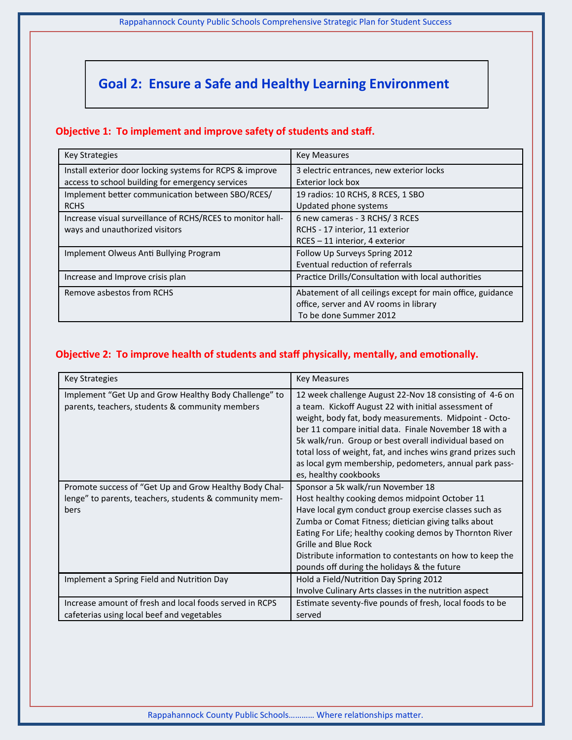# Goal 2: Ensure a Safe and Healthy Learning Environment

## Objective 1: To implement and improve safety of students and staff.

| Key Strategies | Key Measures |
|---|---|
| Install exterior door locking systems for RCPS & improve access to school building for emergency services | 3 electric entrances, new exterior locks<br>Exterior lock box |
| Implement better communication between SBO/RCES/ RCHS | 19 radios: 10 RCHS, 8 RCES, 1 SBO<br>Updated phone systems |
| Increase visual surveillance of RCHS/RCES to monitor hallways and unauthorized visitors | 6 new cameras - 3 RCHS/ 3 RCES<br>RCHS - 17 interior, 11 exterior<br>RCES – 11 interior, 4 exterior |
| Implement Olweus Anti Bullying Program | Follow Up Surveys Spring 2012<br>Eventual reduction of referrals |
| Increase and Improve crisis plan | Practice Drills/Consultation with local authorities |
| Remove asbestos from RCHS | Abatement of all ceilings except for main office, guidance office, server and AV rooms in library<br>To be done Summer 2012 |

## Objective 2: To improve health of students and staff physically, mentally, and emotionally.

| Key Strategies | Key Measures |
|---|---|
| Implement "Get Up and Grow Healthy Body Challenge" to parents, teachers, students & community members | 12 week challenge August 22-Nov 18 consisting of 4-6 on a team. Kickoff August 22 with initial assessment of weight, body fat, body measurements. Midpoint - October 11 compare initial data. Finale November 18 with a 5k walk/run. Group or best overall individual based on total loss of weight, fat, and inches wins grand prizes such as local gym membership, pedometers, annual park passes, healthy cookbooks |
| Promote success of "Get Up and Grow Healthy Body Challenge" to parents, teachers, students & community members | Sponsor a 5k walk/run November 18<br>Host healthy cooking demos midpoint October 11<br>Have local gym conduct group exercise classes such as Zumba or Comat Fitness; dietician giving talks about Eating For Life; healthy cooking demos by Thornton River Grille and Blue Rock<br>Distribute information to contestants on how to keep the pounds off during the holidays & the future |
| Implement a Spring Field and Nutrition Day | Hold a Field/Nutrition Day Spring 2012<br>Involve Culinary Arts classes in the nutrition aspect |
| Increase amount of fresh and local foods served in RCPS cafeterias using local beef and vegetables | Estimate seventy-five pounds of fresh, local foods to be served |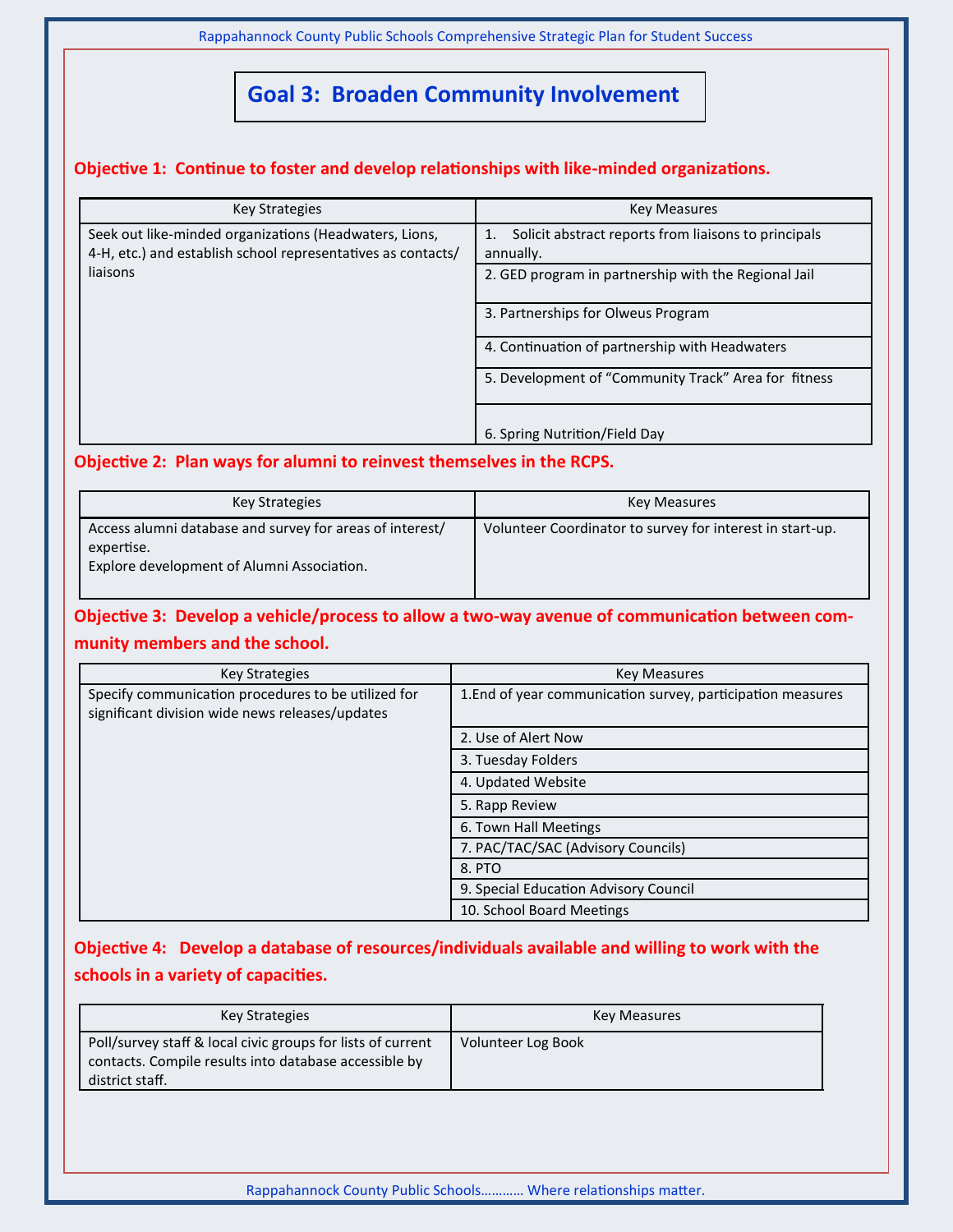# Goal 3: Broaden Community Involvement

## Objective 1: Continue to foster and develop relationships with like-minded organizations.

| Key Strategies | Key Measures |
|---|---|
| Seek out like-minded organizations (Headwaters, Lions, 4-H, etc.) and establish school representatives as contacts/ liaisons | 1. Solicit abstract reports from liaisons to principals annually. |
| | 2. GED program in partnership with the Regional Jail |
| | 3. Partnerships for Olweus Program |
| | 4. Continuation of partnership with Headwaters |
| | 5. Development of "Community Track" Area for fitness |
| | 6. Spring Nutrition/Field Day |

## Objective 2: Plan ways for alumni to reinvest themselves in the RCPS.

| Key Strategies | Key Measures |
|---|---|
| Access alumni database and survey for areas of interest/ expertise.<br>Explore development of Alumni Association. | Volunteer Coordinator to survey for interest in start-up. |

## Objective 3: Develop a vehicle/process to allow a two-way avenue of communication between community members and the school.

| Key Strategies | Key Measures |
|---|---|
| Specify communication procedures to be utilized for significant division wide news releases/updates | 1.End of year communication survey, participation measures |
| | 2. Use of Alert Now |
| | 3. Tuesday Folders |
| | 4. Updated Website |
| | 5. Rapp Review |
| | 6. Town Hall Meetings |
| | 7. PAC/TAC/SAC (Advisory Councils) |
| | 8. PTO |
| | 9. Special Education Advisory Council |
| | 10. School Board Meetings |

## Objective 4: Develop a database of resources/individuals available and willing to work with the schools in a variety of capacities.

| Key Strategies | Key Measures |
|---|---|
| Poll/survey staff & local civic groups for lists of current contacts. Compile results into database accessible by district staff. | Volunteer Log Book |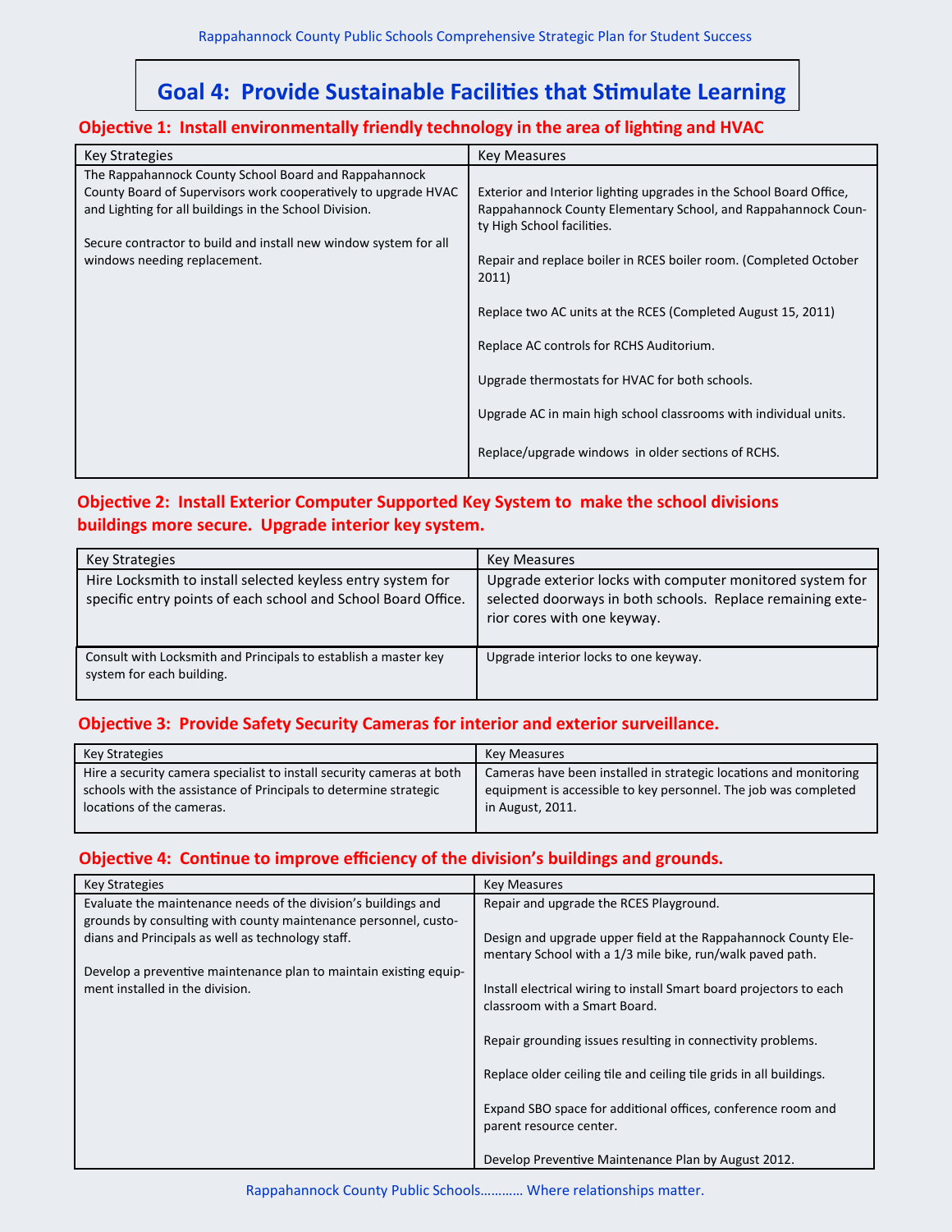# Goal 4: Provide Sustainable Facilities that Stimulate Learning

## Objective 1: Install environmentally friendly technology in the area of lighting and HVAC

| Key Strategies | Key Measures |
| --- | --- |
| The Rappahannock County School Board and Rappahannock County Board of Supervisors work cooperatively to upgrade HVAC and Lighting for all buildings in the School Division.<br><br>Secure contractor to build and install new window system for all windows needing replacement. | Exterior and Interior lighting upgrades in the School Board Office, Rappahannock County Elementary School, and Rappahannock County High School facilities.<br><br>Repair and replace boiler in RCES boiler room. (Completed October 2011)<br><br>Replace two AC units at the RCES (Completed August 15, 2011)<br><br>Replace AC controls for RCHS Auditorium.<br><br>Upgrade thermostats for HVAC for both schools.<br><br>Upgrade AC in main high school classrooms with individual units.<br><br>Replace/upgrade windows in older sections of RCHS. |

## Objective 2: Install Exterior Computer Supported Key System to make the school divisions buildings more secure. Upgrade interior key system.

| Key Strategies | Key Measures |
| --- | --- |
| Hire Locksmith to install selected keyless entry system for specific entry points of each school and School Board Office. | Upgrade exterior locks with computer monitored system for selected doorways in both schools. Replace remaining exterior cores with one keyway. |
| Consult with Locksmith and Principals to establish a master key system for each building. | Upgrade interior locks to one keyway. |

## Objective 3: Provide Safety Security Cameras for interior and exterior surveillance.

| Key Strategies | Key Measures |
| --- | --- |
| Hire a security camera specialist to install security cameras at both schools with the assistance of Principals to determine strategic locations of the cameras. | Cameras have been installed in strategic locations and monitoring equipment is accessible to key personnel. The job was completed in August, 2011. |

## Objective 4: Continue to improve efficiency of the division's buildings and grounds.

| Key Strategies | Key Measures |
| --- | --- |
| Evaluate the maintenance needs of the division's buildings and grounds by consulting with county maintenance personnel, custodians and Principals as well as technology staff.<br><br>Develop a preventive maintenance plan to maintain existing equipment installed in the division. | Repair and upgrade the RCES Playground.<br><br>Design and upgrade upper field at the Rappahannock County Elementary School with a 1/3 mile bike, run/walk paved path.<br><br>Install electrical wiring to install Smart board projectors to each classroom with a Smart Board.<br><br>Repair grounding issues resulting in connectivity problems.<br><br>Replace older ceiling tile and ceiling tile grids in all buildings.<br><br>Expand SBO space for additional offices, conference room and parent resource center.<br><br>Develop Preventive Maintenance Plan by August 2012. |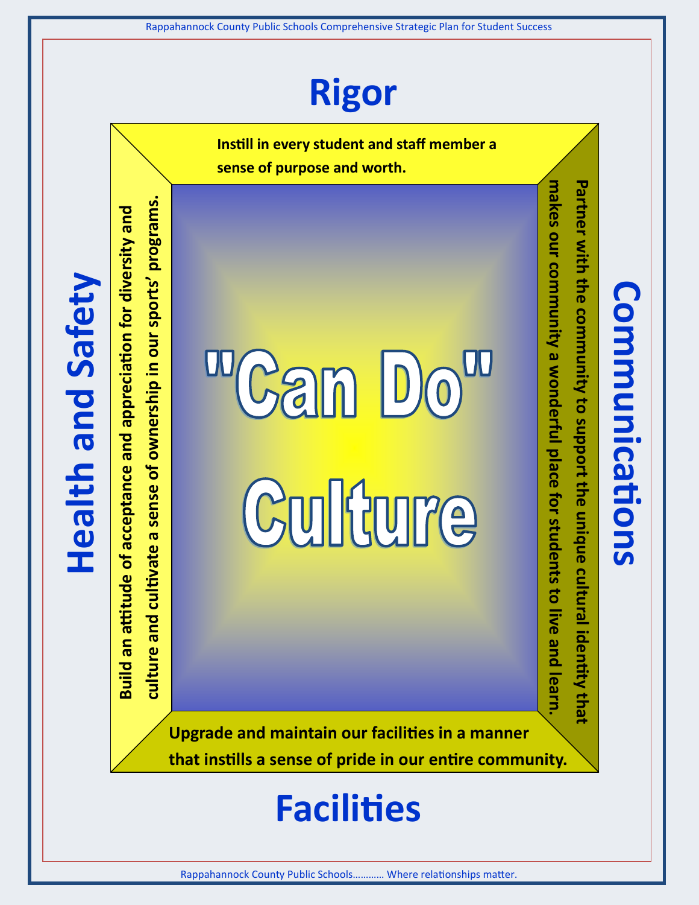# Rigor

Instill in every student and staff member a sense of purpose and worth.

# Health and Safety

Build an attitude of acceptance and appreciation for diversity and culture and cultivate a sense of ownership in our sports' programs.

# "Can Do" Culture

# Communications

Partner with the community to support the unique cultural identity that makes our community a wonderful place for students to live and learn.

# Facilities

Upgrade and maintain our facilities in a manner that instills a sense of pride in our entire community.